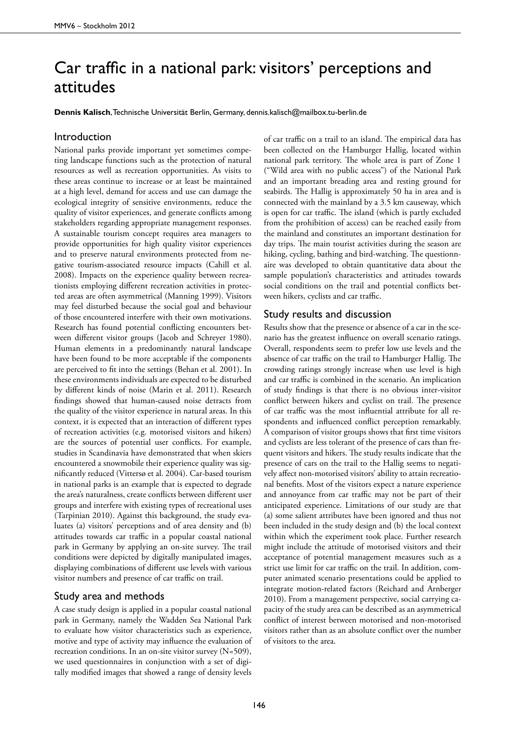# Car traffic in a national park: visitors' perceptions and attitudes

**Dennis Kalisch**, Technische Universität Berlin, Germany, dennis.kalisch@mailbox.tu-berlin.de

## Introduction

National parks provide important yet sometimes competing landscape functions such as the protection of natural resources as well as recreation opportunities. As visits to these areas continue to increase or at least be maintained at a high level, demand for access and use can damage the ecological integrity of sensitive environments, reduce the quality of visitor experiences, and generate conflicts among stakeholders regarding appropriate management responses. A sustainable tourism concept requires area managers to provide opportunities for high quality visitor experiences and to preserve natural environments protected from negative tourism-associated resource impacts (Cahill et al. 2008). Impacts on the experience quality between recreationists employing different recreation activities in protected areas are often asymmetrical (Manning 1999). Visitors may feel disturbed because the social goal and behaviour of those encountered interfere with their own motivations. Research has found potential conflicting encounters between different visitor groups (Jacob and Schreyer 1980). Human elements in a predominantly natural landscape have been found to be more acceptable if the components are perceived to fit into the settings (Behan et al. 2001). In these environments individuals are expected to be disturbed by different kinds of noise (Marin et al. 2011). Research findings showed that human-caused noise detracts from the quality of the visitor experience in natural areas. In this context, it is expected that an interaction of different types of recreation activities (e.g. motorised visitors and hikers) are the sources of potential user conflicts. For example, studies in Scandinavia have demonstrated that when skiers encountered a snowmobile their experience quality was significantly reduced (Vittersø et al. 2004). Car-based tourism in national parks is an example that is expected to degrade the area's naturalness, create conflicts between different user groups and interfere with existing types of recreational uses (Tarpinian 2010). Against this background, the study evaluates (a) visitors' perceptions and of area density and (b) attitudes towards car traffic in a popular coastal national park in Germany by applying an on-site survey. The trail conditions were depicted by digitally manipulated images, displaying combinations of different use levels with various visitor numbers and presence of car traffic on trail.

## Study area and methods

A case study design is applied in a popular coastal national park in Germany, namely the Wadden Sea National Park to evaluate how visitor characteristics such as experience, motive and type of activity may influence the evaluation of recreation conditions. In an on-site visitor survey (N=509), we used questionnaires in conjunction with a set of digitally modified images that showed a range of density levels of car traffic on a trail to an island. The empirical data has been collected on the Hamburger Hallig, located within national park territory. The whole area is part of Zone 1 ("Wild area with no public access") of the National Park and an important breading area and resting ground for seabirds. The Hallig is approximately 50 ha in area and is connected with the mainland by a 3.5 km causeway, which is open for car traffic. The island (which is partly excluded from the prohibition of access) can be reached easily from the mainland and constitutes an important destination for day trips. The main tourist activities during the season are hiking, cycling, bathing and bird-watching. The questionnaire was developed to obtain quantitative data about the sample population's characteristics and attitudes towards social conditions on the trail and potential conflicts between hikers, cyclists and car traffic.

## Study results and discussion

Results show that the presence or absence of a car in the scenario has the greatest influence on overall scenario ratings. Overall, respondents seem to prefer low use levels and the absence of car traffic on the trail to Hamburger Hallig. The crowding ratings strongly increase when use level is high and car traffic is combined in the scenario. An implication of study findings is that there is no obvious inter-visitor conflict between hikers and cyclist on trail. The presence of car traffic was the most influential attribute for all respondents and influenced conflict perception remarkably. A comparison of visitor groups shows that first time visitors and cyclists are less tolerant of the presence of cars than frequent visitors and hikers. The study results indicate that the presence of cars on the trail to the Hallig seems to negatively affect non-motorised visitors' ability to attain recreational benefits. Most of the visitors expect a nature experience and annoyance from car traffic may not be part of their anticipated experience. Limitations of our study are that (a) some salient attributes have been ignored and thus not been included in the study design and (b) the local context within which the experiment took place. Further research might include the attitude of motorised visitors and their acceptance of potential management measures such as a strict use limit for car traffic on the trail. In addition, computer animated scenario presentations could be applied to integrate motion-related factors (Reichard and Arnberger 2010). From a management perspective, social carrying capacity of the study area can be described as an asymmetrical conflict of interest between motorised and non-motorised visitors rather than as an absolute conflict over the number of visitors to the area.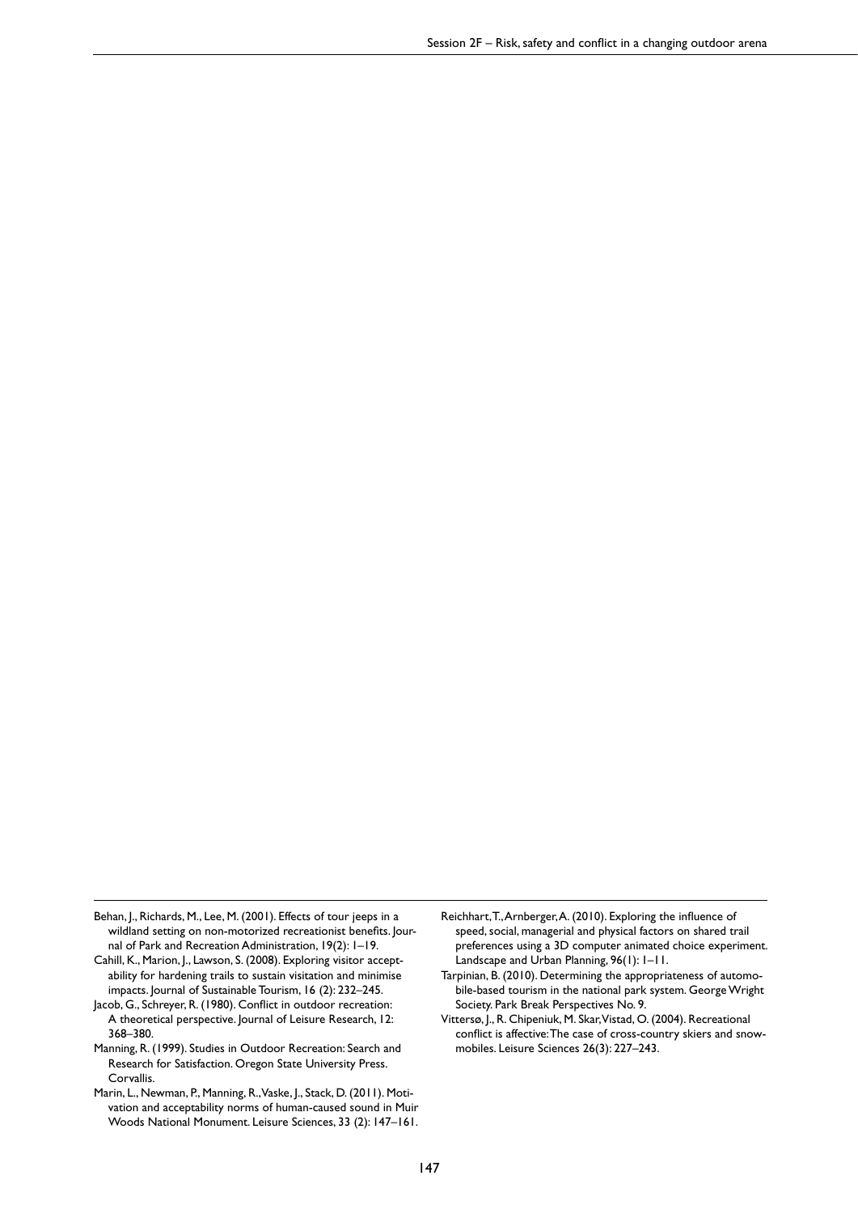Behan, J., Richards, M., Lee, M. (2001). Effects of tour jeeps in a wildland setting on non-motorized recreationist benefits. Journal of Park and Recreation Administration, 19(2): 1–19.

Cahill, K., Marion, J., Lawson, S. (2008). Exploring visitor acceptability for hardening trails to sustain visitation and minimise impacts. Journal of Sustainable Tourism, 16 (2): 232–245.

Jacob, G., Schreyer, R. (1980). Conflict in outdoor recreation: A theoretical perspective. Journal of Leisure Research, 12: 368–380.

Manning, R. (1999). Studies in Outdoor Recreation: Search and Research for Satisfaction. Oregon State University Press. Corvallis.

Marin, L., Newman, P., Manning, R., Vaske, J., Stack, D. (2011). Motivation and acceptability norms of human-caused sound in Muir Woods National Monument. Leisure Sciences, 33 (2): 147–161.

Reichhart, T., Arnberger, A. (2010). Exploring the influence of speed, social, managerial and physical factors on shared trail preferences using a 3D computer animated choice experiment. Landscape and Urban Planning, 96(1): 1–11.

Tarpinian, B. (2010). Determining the appropriateness of automobile-based tourism in the national park system. George Wright Society. Park Break Perspectives No. 9.

Vittersø, J., R. Chipeniuk, M. Skar, Vistad, O. (2004). Recreational conflict is affective: The case of cross-country skiers and snowmobiles. Leisure Sciences 26(3): 227–243.